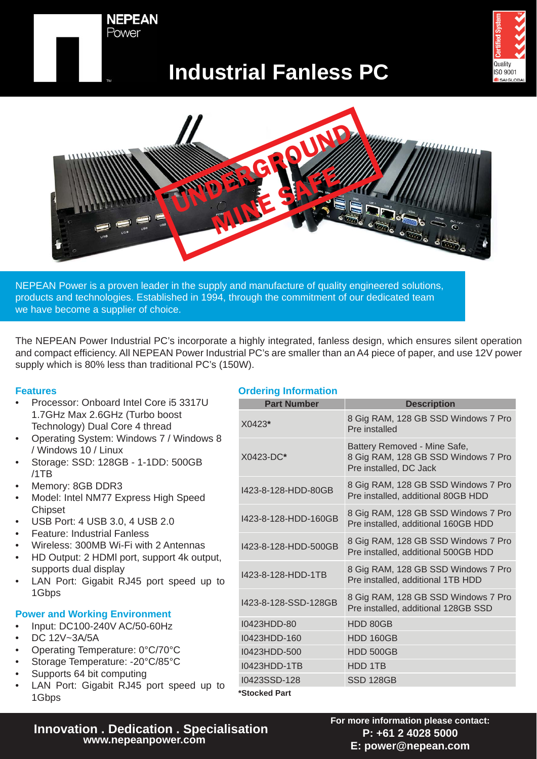# Industrial Fanless PC

NEPEAN Power is a proven leader in the supply and manufacture of quality engineered solutions, products and technologies. Established in 1994, through the commitment of our dedicated team we have become a supplier of choice.

The NEPEAN Power Industrial PC's incorporate a highly integrated, fanless design, which ensures silent operation and compact efficiency. All NEPEAN Power Industrial PC's are smaller than an A4 piece of paper, and use 12V power supply which is 80% less than traditional PC's (150W).

### Features

- Processor: Onboard Intel Core i5 3317U 1.7GHz Max 2.6GHz (Turbo boost Technology) Dual Core 4 thread
- Operating System: Windows 7 / Windows 8 / Windows 10 / Linux
- Storage: SSD: 128GB - 1-1DD: 500GB /1TB
- Memory: 8GB DDR3
- Model: Intel NM77 Express High Speed Chipset
- USB Port: 4 USB 3.0, 4 USB 2.0
- Feature: Industrial Fanless
- Wireless: 300MB Wi-Fi with 2 Antennas
- HD Output: 2 HDMI port, support 4k output, supports dual display
- LAN Port: Gigabit RJ45 port speed up to 1Gbps

### Power and Working Environment

- Input: DC100-240V AC/50-60Hz
- DC 12V~3A/5A
- Operating Temperature: 0°C/70°C
- Storage Temperature: -20°C/85°C
- Supports 64 bit computing
- LAN Port: Gigabit RJ45 port speed up to 1Gbps

### Ordering Information

| Part Number | Description |
|---|---|
| X0423* | 8 Gig RAM, 128 GB SSD Windows 7 Pro Pre installed |
| X0423-DC* | Battery Removed - Mine Safe, 8 Gig RAM, 128 GB SSD Windows 7 Pro Pre installed, DC Jack |
| I423-8-128-HDD-80GB | 8 Gig RAM, 128 GB SSD Windows 7 Pro Pre installed, additional 80GB HDD |
| I423-8-128-HDD-160GB | 8 Gig RAM, 128 GB SSD Windows 7 Pro Pre installed, additional 160GB HDD |
| I423-8-128-HDD-500GB | 8 Gig RAM, 128 GB SSD Windows 7 Pro Pre installed, additional 500GB HDD |
| I423-8-128-HDD-1TB | 8 Gig RAM, 128 GB SSD Windows 7 Pro Pre installed, additional 1TB HDD |
| I423-8-128-SSD-128GB | 8 Gig RAM, 128 GB SSD Windows 7 Pro Pre installed, additional 128GB SSD |
| I0423HDD-80 | HDD 80GB |
| I0423HDD-160 | HDD 160GB |
| I0423HDD-500 | HDD 500GB |
| I0423HDD-1TB | HDD 1TB |
| I0423SSD-128 | SSD 128GB |

***Stocked Part**

**Innovation . Dedication . Specialisation**
**www.nepeanpower.com**

**For more information please contact:**
**P: +61 2 4028 5000**
**E: power@nepean.com**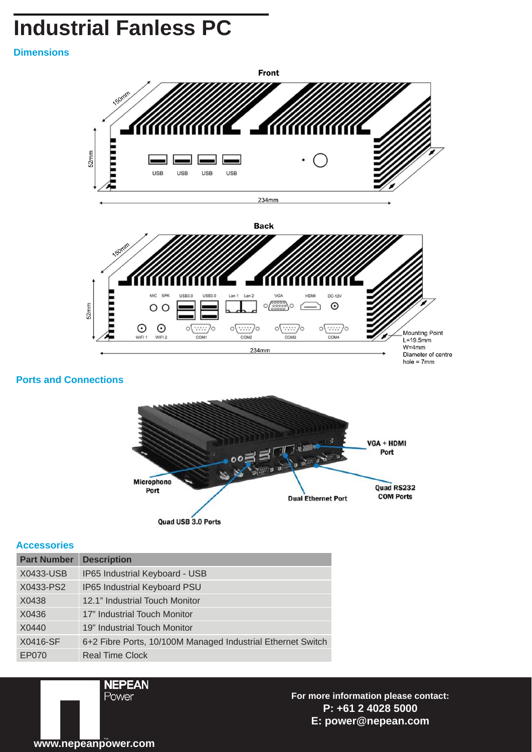# Industrial Fanless PC

## Dimensions

Front

150mm

52mm

USB USB USB USB

234mm

Back

150mm

52mm

MIC SPK USB3.0 USB3.0 Lan 1 Lan 2 VGA HDMI DC-12V

WIFI 1 WIFI 2 COM1 COM2 COM3 COM4

234mm

Mounting Point
L=19.5mm
W=4mm
Diameter of centre hole = 7mm

## Ports and Connections

VGA + HDMI Port

Microphone Port

Quad RS232 COM Ports

Dual Ethernet Port

Quad USB 3.0 Ports

## Accessories

| Part Number | Description |
|---|---|
| X0433-USB | IP65 Industrial Keyboard - USB |
| X0433-PS2 | IP65 Industrial Keyboard PSU |
| X0438 | 12.1" Industrial Touch Monitor |
| X0436 | 17" Industrial Touch Monitor |
| X0440 | 19" Industrial Touch Monitor |
| X0416-SF | 6+2 Fibre Ports, 10/100M Managed Industrial Ethernet Switch |
| EP070 | Real Time Clock |

NEPEAN Power

www.nepeanpower.com

**For more information please contact:**
**P: +61 2 4028 5000**
**E: power@nepean.com**